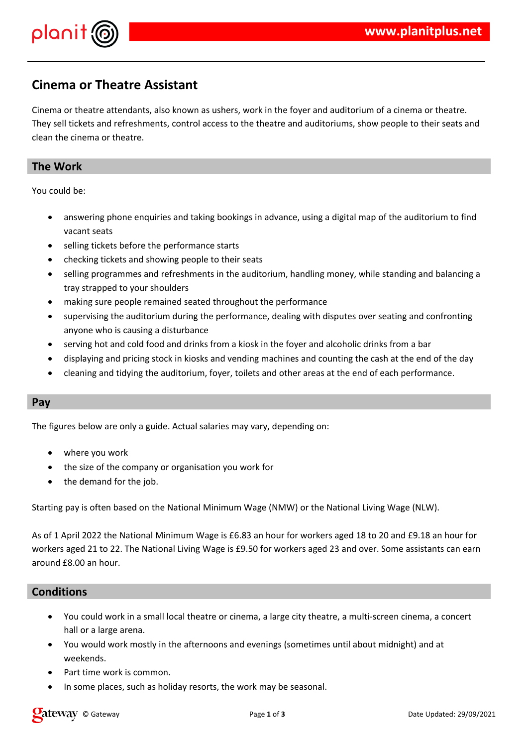# Cinema or Theatre Assistant

Cinema or theatre attendants, also known as ushers, work in the foyer and auditorium of a cinema or theatre. They sell tickets and refreshments, control access to the theatre and auditoriums, show people to their seats and clean the cinema or theatre.

## The Work

You could be:

- answering phone enquiries and taking bookings in advance, using a digital map of the auditorium to find vacant seats
- selling tickets before the performance starts
- checking tickets and showing people to their seats
- selling programmes and refreshments in the auditorium, handling money, while standing and balancing a tray strapped to your shoulders
- making sure people remained seated throughout the performance
- supervising the auditorium during the performance, dealing with disputes over seating and confronting anyone who is causing a disturbance
- serving hot and cold food and drinks from a kiosk in the foyer and alcoholic drinks from a bar
- displaying and pricing stock in kiosks and vending machines and counting the cash at the end of the day
- cleaning and tidying the auditorium, foyer, toilets and other areas at the end of each performance.

## Pay

The figures below are only a guide. Actual salaries may vary, depending on:

- where you work
- the size of the company or organisation you work for
- the demand for the job.

Starting pay is often based on the National Minimum Wage (NMW) or the National Living Wage (NLW).

As of 1 April 2022 the National Minimum Wage is £6.83 an hour for workers aged 18 to 20 and £9.18 an hour for workers aged 21 to 22. The National Living Wage is £9.50 for workers aged 23 and over. Some assistants can earn around £8.00 an hour.

## Conditions

- You could work in a small local theatre or cinema, a large city theatre, a multi-screen cinema, a concert hall or a large arena.
- You would work mostly in the afternoons and evenings (sometimes until about midnight) and at weekends.
- Part time work is common.
- In some places, such as holiday resorts, the work may be seasonal.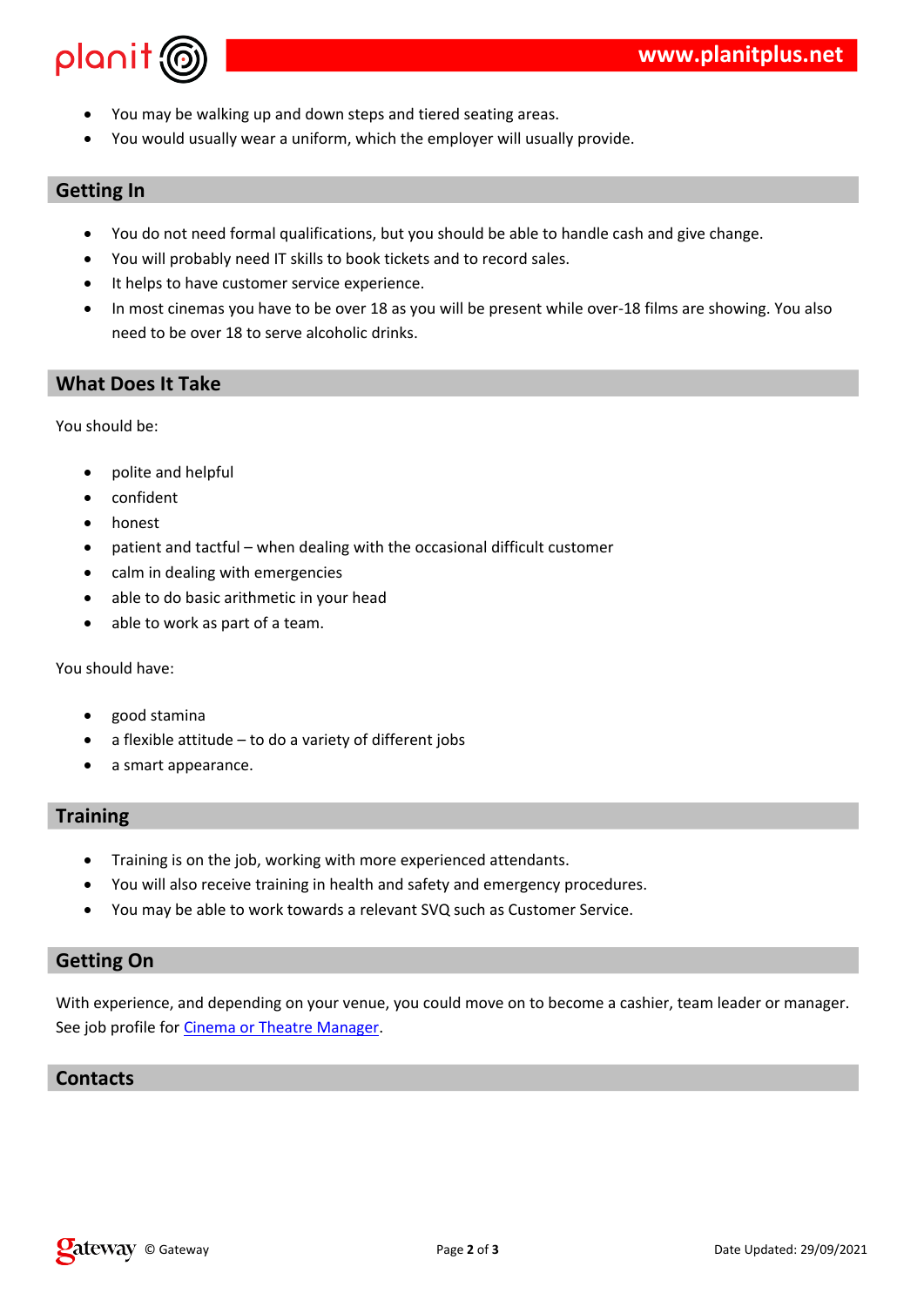- You may be walking up and down steps and tiered seating areas.
- You would usually wear a uniform, which the employer will usually provide.

## Getting In

- You do not need formal qualifications, but you should be able to handle cash and give change.
- You will probably need IT skills to book tickets and to record sales.
- It helps to have customer service experience.
- In most cinemas you have to be over 18 as you will be present while over-18 films are showing. You also need to be over 18 to serve alcoholic drinks.

## What Does It Take

You should be:

- polite and helpful
- confident
- honest
- patient and tactful – when dealing with the occasional difficult customer
- calm in dealing with emergencies
- able to do basic arithmetic in your head
- able to work as part of a team.

You should have:

- good stamina
- a flexible attitude – to do a variety of different jobs
- a smart appearance.

## Training

- Training is on the job, working with more experienced attendants.
- You will also receive training in health and safety and emergency procedures.
- You may be able to work towards a relevant SVQ such as Customer Service.

## Getting On

With experience, and depending on your venue, you could move on to become a cashier, team leader or manager. See job profile for Cinema or Theatre Manager.

## Contacts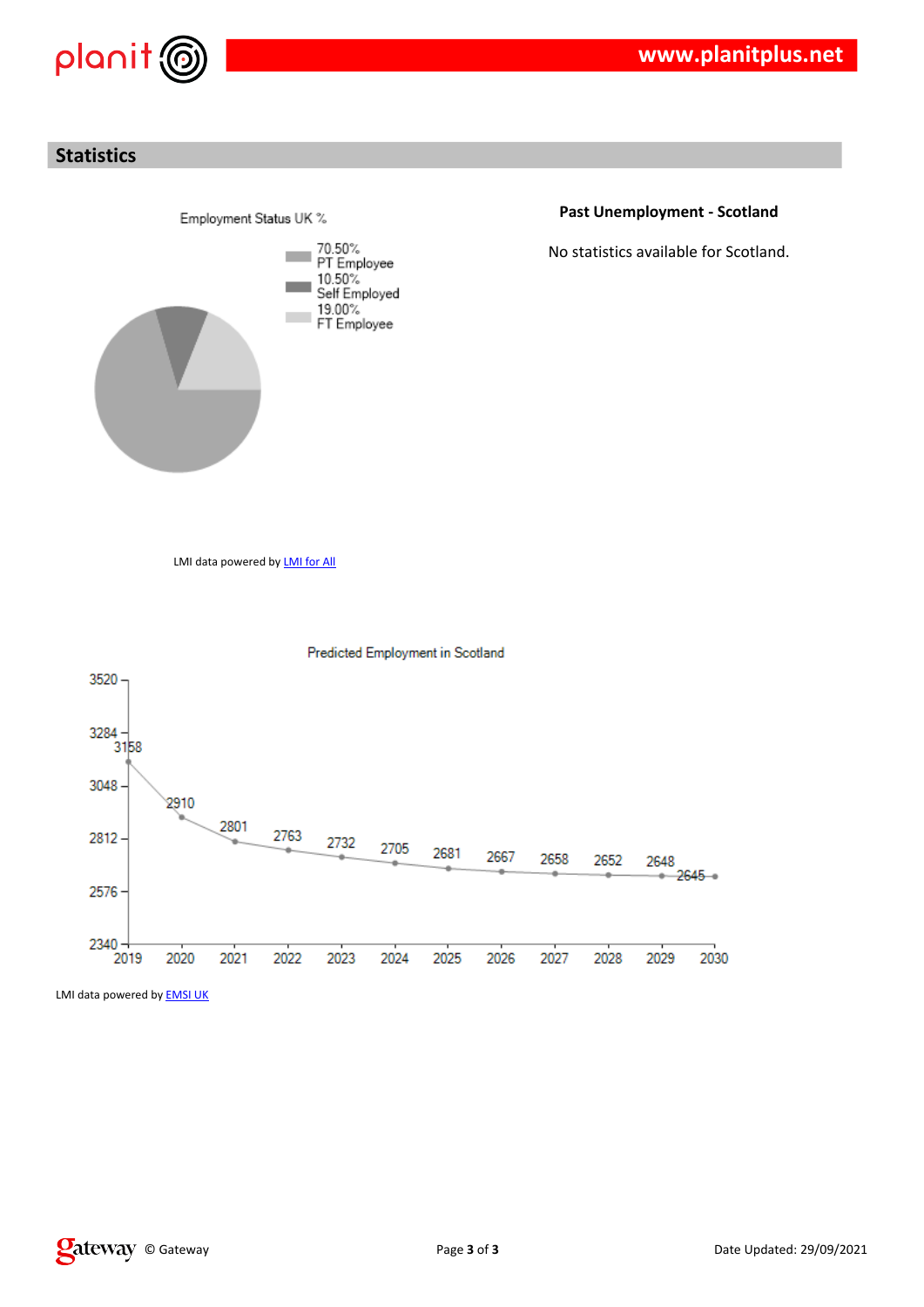## Statistics

Employment Status UK %

70.50%
PT Employee
10.50%
Self Employed
19.00%
FT Employee

LMI data powered by [LMI for All]

**Past Unemployment - Scotland**

No statistics available for Scotland.

Predicted Employment in Scotland

3520
3284
3048
2812
2576
2340

3158
2910
2801
2763
2732
2705
2681
2667
2658
2652
2648
2645

2019
2020
2021
2022
2023
2024
2025
2026
2027
2028
2029
2030

LMI data powered by [EMSI UK]

Date Updated: 29/09/2021